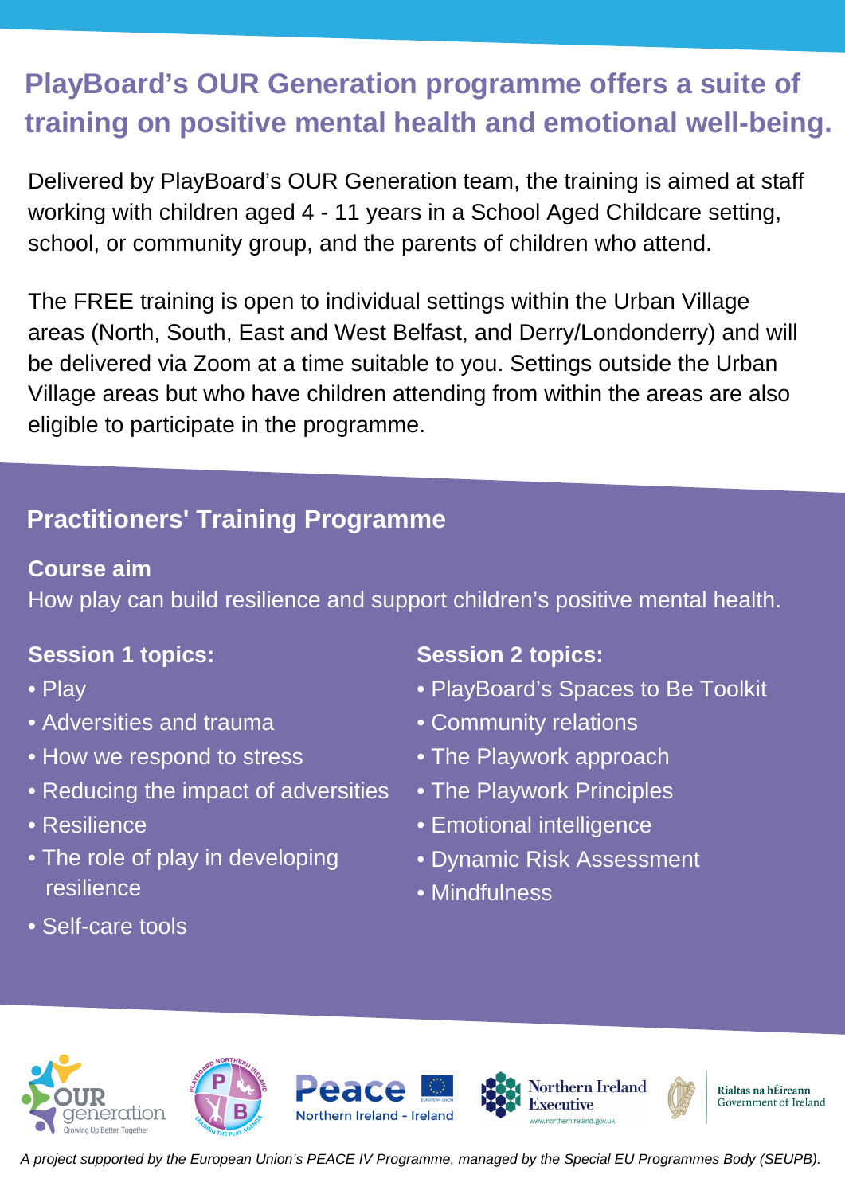# PlayBoard's OUR Generation programme offers a suite of training on positive mental health and emotional well-being.

Delivered by PlayBoard's OUR Generation team, the training is aimed at staff working with children aged 4 - 11 years in a School Aged Childcare setting, school, or community group, and the parents of children who attend.

The FREE training is open to individual settings within the Urban Village areas (North, South, East and West Belfast, and Derry/Londonderry) and will be delivered via Zoom at a time suitable to you. Settings outside the Urban Village areas but who have children attending from within the areas are also eligible to participate in the programme.

## Practitioners' Training Programme

**Course aim**

How play can build resilience and support children's positive mental health.

**Session 1 topics:**

- Play
- Adversities and trauma
- How we respond to stress
- Reducing the impact of adversities
- Resilience
- The role of play in developing resilience
- Self-care tools

**Session 2 topics:**

- PlayBoard's Spaces to Be Toolkit
- Community relations
- The Playwork approach
- The Playwork Principles
- Emotional intelligence
- Dynamic Risk Assessment
- Mindfulness

*A project supported by the European Union's PEACE IV Programme, managed by the Special EU Programmes Body (SEUPB).*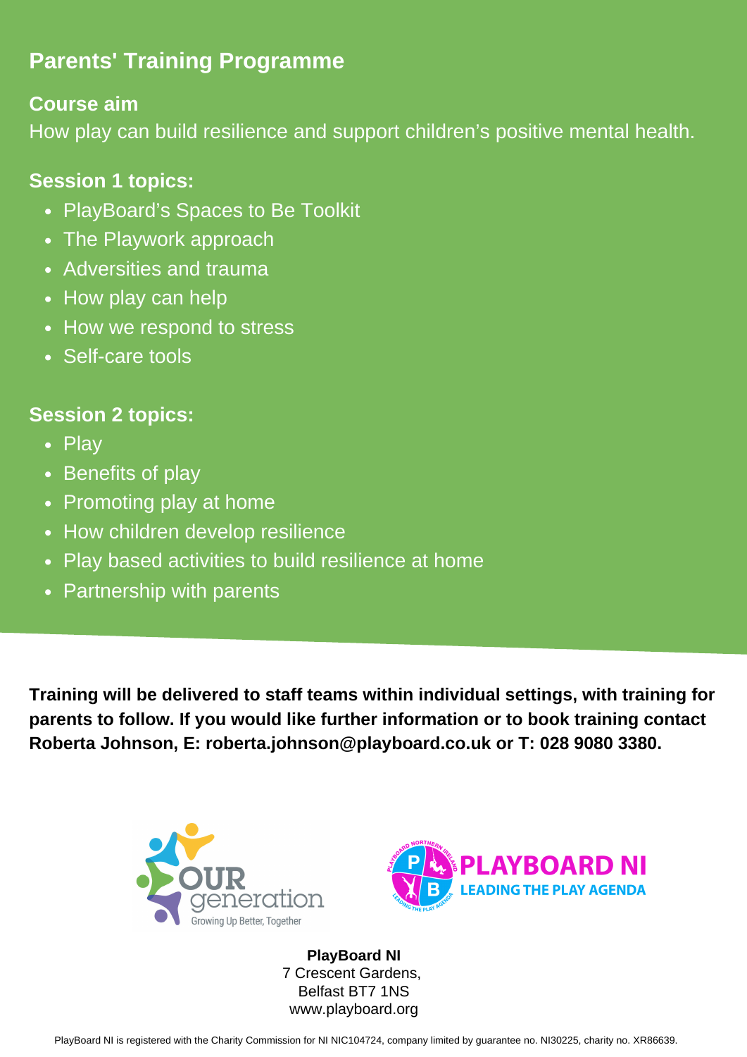## Parents' Training Programme

### Course aim

How play can build resilience and support children's positive mental health.

### Session 1 topics:

- PlayBoard's Spaces to Be Toolkit
- The Playwork approach
- Adversities and trauma
- How play can help
- How we respond to stress
- Self-care tools

### Session 2 topics:

- Play
- Benefits of play
- Promoting play at home
- How children develop resilience
- Play based activities to build resilience at home
- Partnership with parents

**Training will be delivered to staff teams within individual settings, with training for parents to follow. If you would like further information or to book training contact Roberta Johnson, E: roberta.johnson@playboard.co.uk or T: 028 9080 3380.**

OUR generation
Growing Up Better, Together

PLAYBOARD NI
LEADING THE PLAY AGENDA

**PlayBoard NI**
7 Crescent Gardens,
Belfast BT7 1NS
www.playboard.org

PlayBoard NI is registered with the Charity Commission for NI NIC104724, company limited by guarantee no. NI30225, charity no. XR86639.